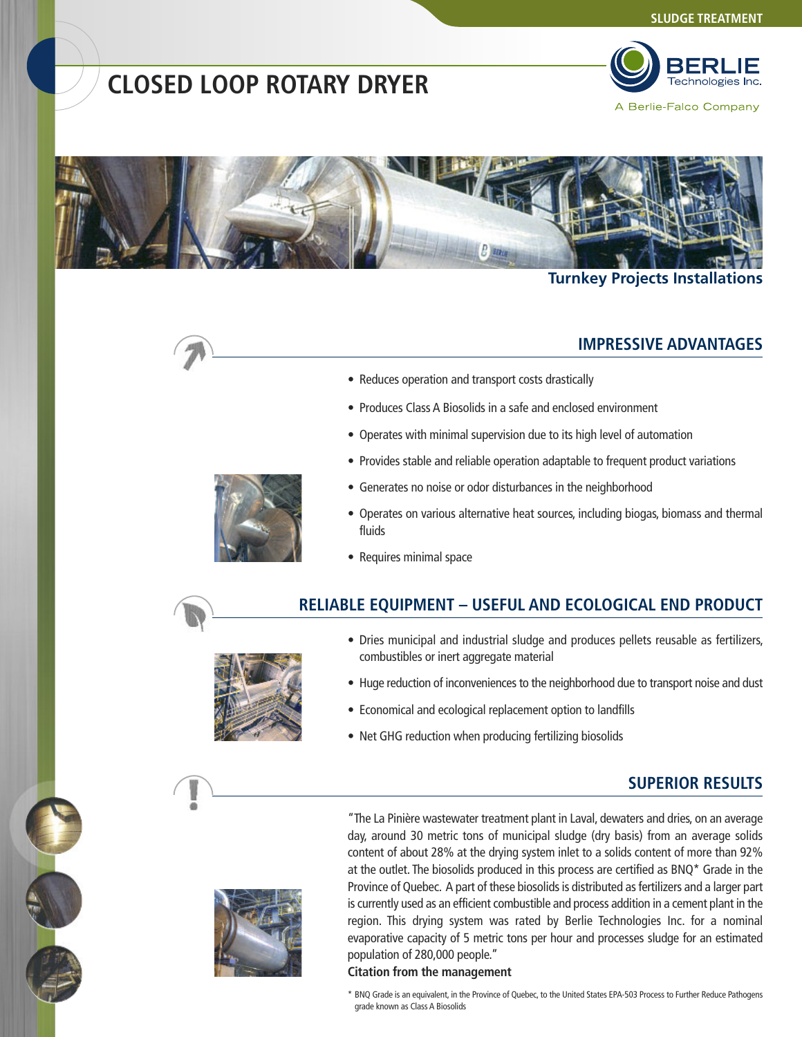SLUDGE TREATMENT

# CLOSED LOOP ROTARY DRYER

BERLIE Technologies Inc.
A Berlie-Falco Company

**Turnkey Projects Installations**

## IMPRESSIVE ADVANTAGES

- Reduces operation and transport costs drastically
- Produces Class A Biosolids in a safe and enclosed environment
- Operates with minimal supervision due to its high level of automation
- Provides stable and reliable operation adaptable to frequent product variations
- Generates no noise or odor disturbances in the neighborhood
- Operates on various alternative heat sources, including biogas, biomass and thermal fluids
- Requires minimal space

## RELIABLE EQUIPMENT – USEFUL AND ECOLOGICAL END PRODUCT

- Dries municipal and industrial sludge and produces pellets reusable as fertilizers, combustibles or inert aggregate material
- Huge reduction of inconveniences to the neighborhood due to transport noise and dust
- Economical and ecological replacement option to landfills
- Net GHG reduction when producing fertilizing biosolids

## SUPERIOR RESULTS

"The La Pinière wastewater treatment plant in Laval, dewaters and dries, on an average day, around 30 metric tons of municipal sludge (dry basis) from an average solids content of about 28% at the drying system inlet to a solids content of more than 92% at the outlet. The biosolids produced in this process are certified as BNQ* Grade in the Province of Quebec. A part of these biosolids is distributed as fertilizers and a larger part is currently used as an efficient combustible and process addition in a cement plant in the region. This drying system was rated by Berlie Technologies Inc. for a nominal evaporative capacity of 5 metric tons per hour and processes sludge for an estimated population of 280,000 people."

**Citation from the management**

\* BNQ Grade is an equivalent, in the Province of Quebec, to the United States EPA-503 Process to Further Reduce Pathogens grade known as Class A Biosolids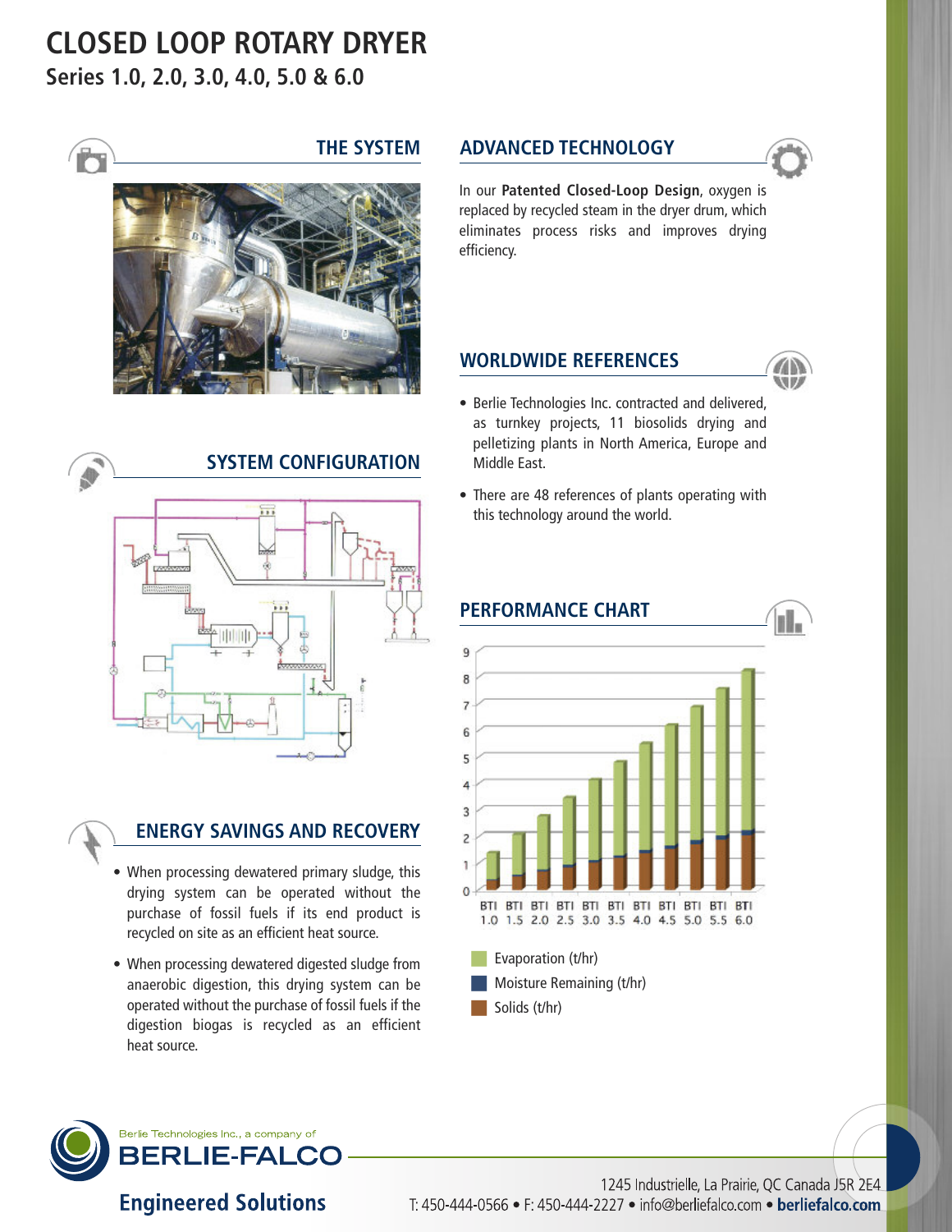# CLOSED LOOP ROTARY DRYER

## Series 1.0, 2.0, 3.0, 4.0, 5.0 & 6.0

## THE SYSTEM

## SYSTEM CONFIGURATION

## ENERGY SAVINGS AND RECOVERY

- When processing dewatered primary sludge, this drying system can be operated without the purchase of fossil fuels if its end product is recycled on site as an efficient heat source.
- When processing dewatered digested sludge from anaerobic digestion, this drying system can be operated without the purchase of fossil fuels if the digestion biogas is recycled as an efficient heat source.

## ADVANCED TECHNOLOGY

In our **Patented Closed-Loop Design**, oxygen is replaced by recycled steam in the dryer drum, which eliminates process risks and improves drying efficiency.

## WORLDWIDE REFERENCES

- Berlie Technologies Inc. contracted and delivered, as turnkey projects, 11 biosolids drying and pelletizing plants in North America, Europe and Middle East.
- There are 48 references of plants operating with this technology around the world.

## PERFORMANCE CHART

9
8
7
6
5
4
3
2
1
0

BTI 1.0, BTI 1.5, BTI 2.0, BTI 2.5, BTI 3.0, BTI 3.5, BTI 4.0, BTI 4.5, BTI 5.0, BTI 5.5, BTI 6.0

Evaporation (t/hr)
Moisture Remaining (t/hr)
Solids (t/hr)

Berlie Technologies Inc., a company of **BERLIE-FALCO**

**Engineered Solutions**

1245 Industrielle, La Prairie, QC Canada J5R 2E4
T: 450-444-0566 • F: 450-444-2227 • info@berliefalco.com • **berliefalco.com**